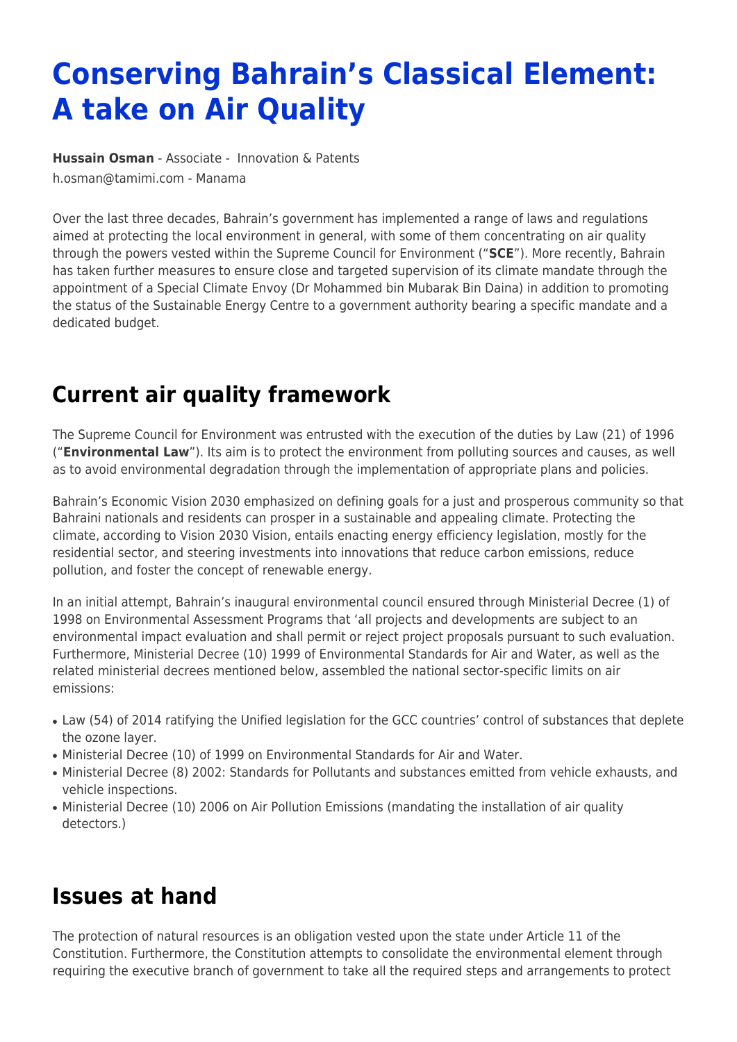# Conserving Bahrain's Classical Element: A take on Air Quality

**Hussain Osman** - Associate - Innovation & Patents
h.osman@tamimi.com - Manama

Over the last three decades, Bahrain's government has implemented a range of laws and regulations aimed at protecting the local environment in general, with some of them concentrating on air quality through the powers vested within the Supreme Council for Environment ("**SCE**"). More recently, Bahrain has taken further measures to ensure close and targeted supervision of its climate mandate through the appointment of a Special Climate Envoy (Dr Mohammed bin Mubarak Bin Daina) in addition to promoting the status of the Sustainable Energy Centre to a government authority bearing a specific mandate and a dedicated budget.

## Current air quality framework

The Supreme Council for Environment was entrusted with the execution of the duties by Law (21) of 1996 ("**Environmental Law**"). Its aim is to protect the environment from polluting sources and causes, as well as to avoid environmental degradation through the implementation of appropriate plans and policies.

Bahrain's Economic Vision 2030 emphasized on defining goals for a just and prosperous community so that Bahraini nationals and residents can prosper in a sustainable and appealing climate. Protecting the climate, according to Vision 2030 Vision, entails enacting energy efficiency legislation, mostly for the residential sector, and steering investments into innovations that reduce carbon emissions, reduce pollution, and foster the concept of renewable energy.

In an initial attempt, Bahrain's inaugural environmental council ensured through Ministerial Decree (1) of 1998 on Environmental Assessment Programs that 'all projects and developments are subject to an environmental impact evaluation and shall permit or reject project proposals pursuant to such evaluation. Furthermore, Ministerial Decree (10) 1999 of Environmental Standards for Air and Water, as well as the related ministerial decrees mentioned below, assembled the national sector-specific limits on air emissions:

- Law (54) of 2014 ratifying the Unified legislation for the GCC countries' control of substances that deplete the ozone layer.
- Ministerial Decree (10) of 1999 on Environmental Standards for Air and Water.
- Ministerial Decree (8) 2002: Standards for Pollutants and substances emitted from vehicle exhausts, and vehicle inspections.
- Ministerial Decree (10) 2006 on Air Pollution Emissions (mandating the installation of air quality detectors.)

## Issues at hand

The protection of natural resources is an obligation vested upon the state under Article 11 of the Constitution. Furthermore, the Constitution attempts to consolidate the environmental element through requiring the executive branch of government to take all the required steps and arrangements to protect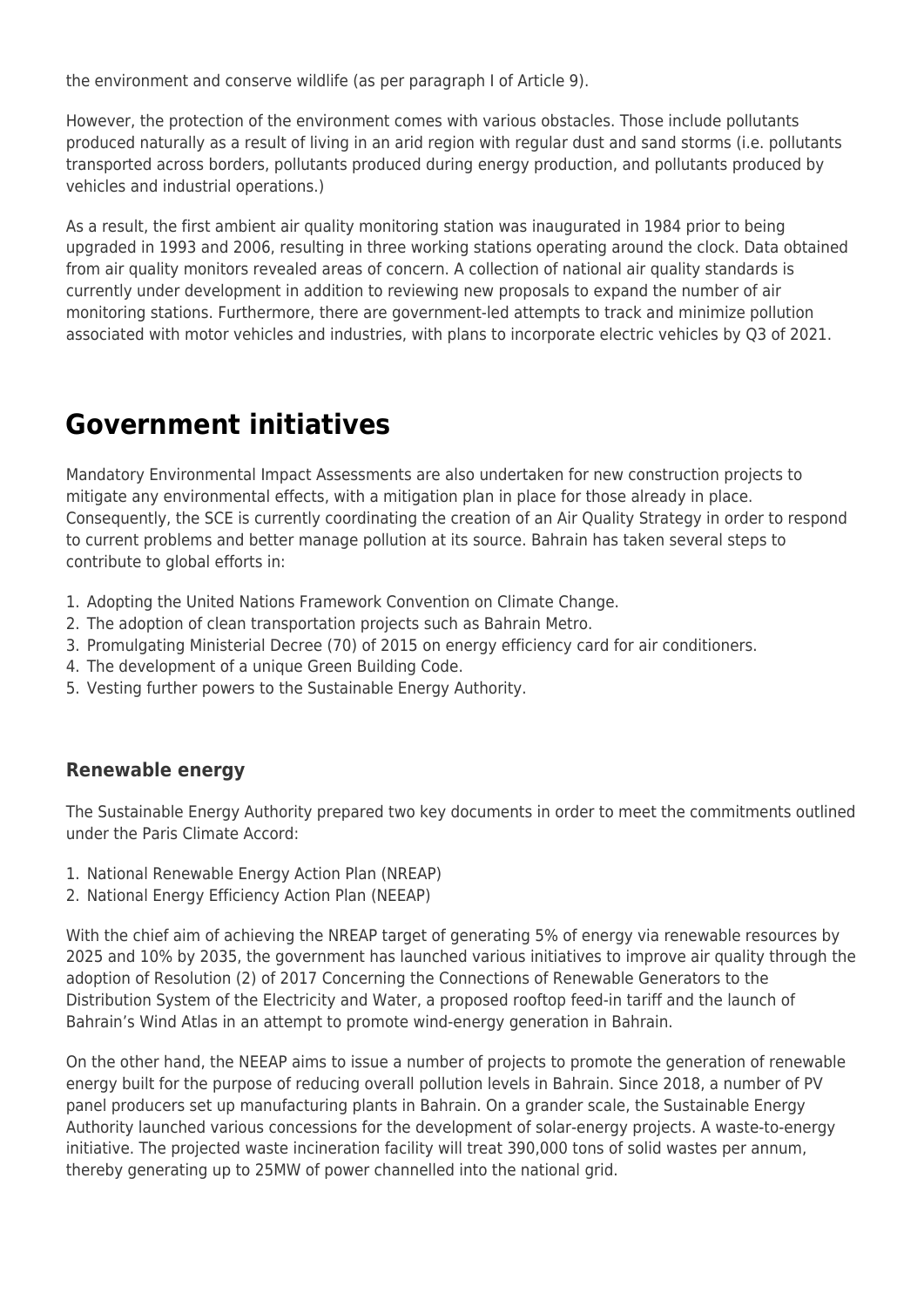the environment and conserve wildlife (as per paragraph I of Article 9).

However, the protection of the environment comes with various obstacles. Those include pollutants produced naturally as a result of living in an arid region with regular dust and sand storms (i.e. pollutants transported across borders, pollutants produced during energy production, and pollutants produced by vehicles and industrial operations.)

As a result, the first ambient air quality monitoring station was inaugurated in 1984 prior to being upgraded in 1993 and 2006, resulting in three working stations operating around the clock. Data obtained from air quality monitors revealed areas of concern. A collection of national air quality standards is currently under development in addition to reviewing new proposals to expand the number of air monitoring stations. Furthermore, there are government-led attempts to track and minimize pollution associated with motor vehicles and industries, with plans to incorporate electric vehicles by Q3 of 2021.

# Government initiatives

Mandatory Environmental Impact Assessments are also undertaken for new construction projects to mitigate any environmental effects, with a mitigation plan in place for those already in place. Consequently, the SCE is currently coordinating the creation of an Air Quality Strategy in order to respond to current problems and better manage pollution at its source. Bahrain has taken several steps to contribute to global efforts in:

1. Adopting the United Nations Framework Convention on Climate Change.
2. The adoption of clean transportation projects such as Bahrain Metro.
3. Promulgating Ministerial Decree (70) of 2015 on energy efficiency card for air conditioners.
4. The development of a unique Green Building Code.
5. Vesting further powers to the Sustainable Energy Authority.

### Renewable energy

The Sustainable Energy Authority prepared two key documents in order to meet the commitments outlined under the Paris Climate Accord:

1. National Renewable Energy Action Plan (NREAP)
2. National Energy Efficiency Action Plan (NEEAP)

With the chief aim of achieving the NREAP target of generating 5% of energy via renewable resources by 2025 and 10% by 2035, the government has launched various initiatives to improve air quality through the adoption of Resolution (2) of 2017 Concerning the Connections of Renewable Generators to the Distribution System of the Electricity and Water, a proposed rooftop feed-in tariff and the launch of Bahrain's Wind Atlas in an attempt to promote wind-energy generation in Bahrain.

On the other hand, the NEEAP aims to issue a number of projects to promote the generation of renewable energy built for the purpose of reducing overall pollution levels in Bahrain. Since 2018, a number of PV panel producers set up manufacturing plants in Bahrain. On a grander scale, the Sustainable Energy Authority launched various concessions for the development of solar-energy projects. A waste-to-energy initiative. The projected waste incineration facility will treat 390,000 tons of solid wastes per annum, thereby generating up to 25MW of power channelled into the national grid.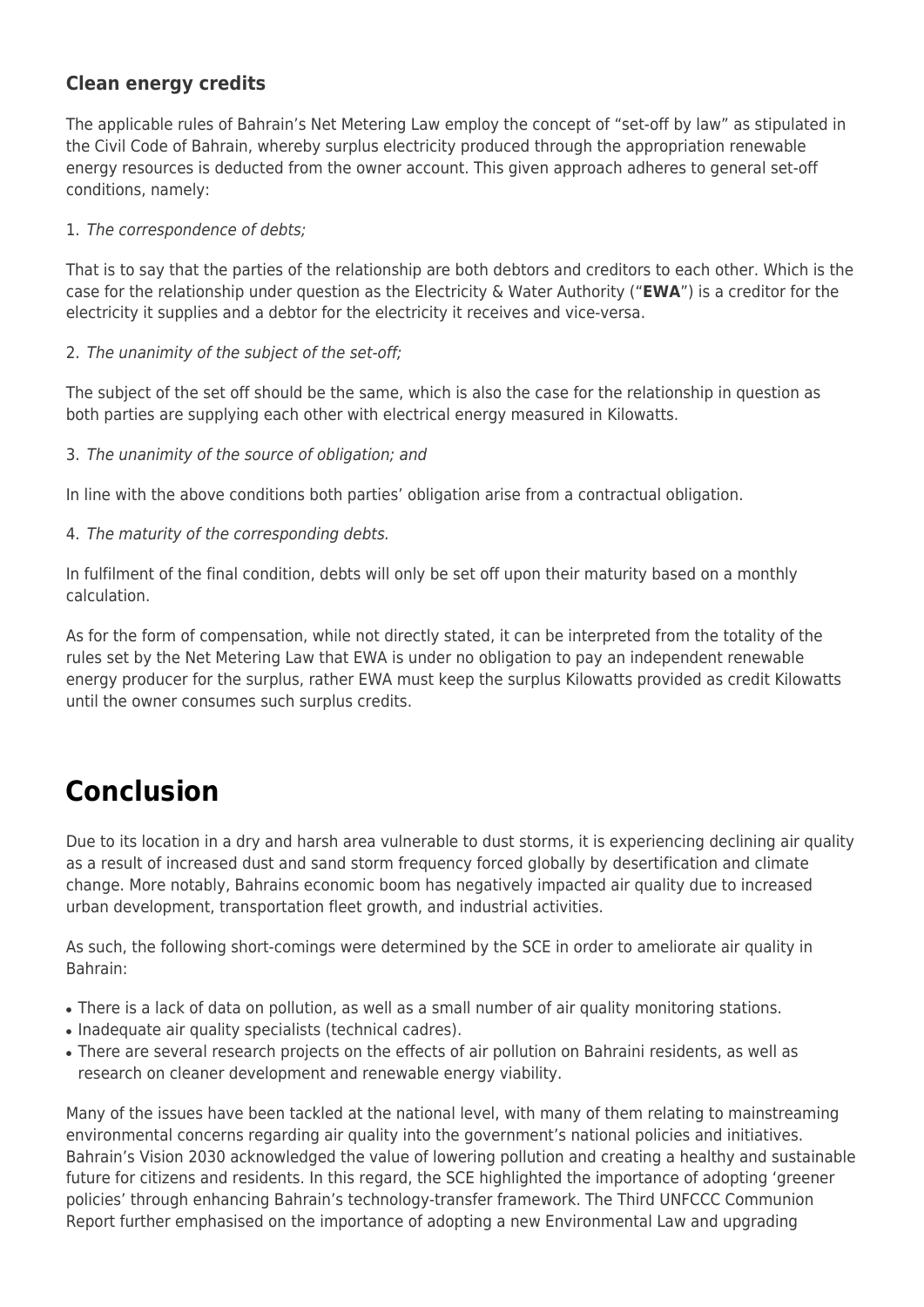### Clean energy credits

The applicable rules of Bahrain's Net Metering Law employ the concept of "set-off by law" as stipulated in the Civil Code of Bahrain, whereby surplus electricity produced through the appropriation renewable energy resources is deducted from the owner account. This given approach adheres to general set-off conditions, namely:

1. *The correspondence of debts;*

That is to say that the parties of the relationship are both debtors and creditors to each other. Which is the case for the relationship under question as the Electricity & Water Authority ("**EWA**") is a creditor for the electricity it supplies and a debtor for the electricity it receives and vice-versa.

2. *The unanimity of the subject of the set-off;*

The subject of the set off should be the same, which is also the case for the relationship in question as both parties are supplying each other with electrical energy measured in Kilowatts.

3. *The unanimity of the source of obligation; and*

In line with the above conditions both parties' obligation arise from a contractual obligation.

4. *The maturity of the corresponding debts.*

In fulfilment of the final condition, debts will only be set off upon their maturity based on a monthly calculation.

As for the form of compensation, while not directly stated, it can be interpreted from the totality of the rules set by the Net Metering Law that EWA is under no obligation to pay an independent renewable energy producer for the surplus, rather EWA must keep the surplus Kilowatts provided as credit Kilowatts until the owner consumes such surplus credits.

## Conclusion

Due to its location in a dry and harsh area vulnerable to dust storms, it is experiencing declining air quality as a result of increased dust and sand storm frequency forced globally by desertification and climate change. More notably, Bahrains economic boom has negatively impacted air quality due to increased urban development, transportation fleet growth, and industrial activities.

As such, the following short-comings were determined by the SCE in order to ameliorate air quality in Bahrain:

- There is a lack of data on pollution, as well as a small number of air quality monitoring stations.
- Inadequate air quality specialists (technical cadres).
- There are several research projects on the effects of air pollution on Bahraini residents, as well as research on cleaner development and renewable energy viability.

Many of the issues have been tackled at the national level, with many of them relating to mainstreaming environmental concerns regarding air quality into the government's national policies and initiatives. Bahrain's Vision 2030 acknowledged the value of lowering pollution and creating a healthy and sustainable future for citizens and residents. In this regard, the SCE highlighted the importance of adopting 'greener policies' through enhancing Bahrain's technology-transfer framework. The Third UNFCCC Communion Report further emphasised on the importance of adopting a new Environmental Law and upgrading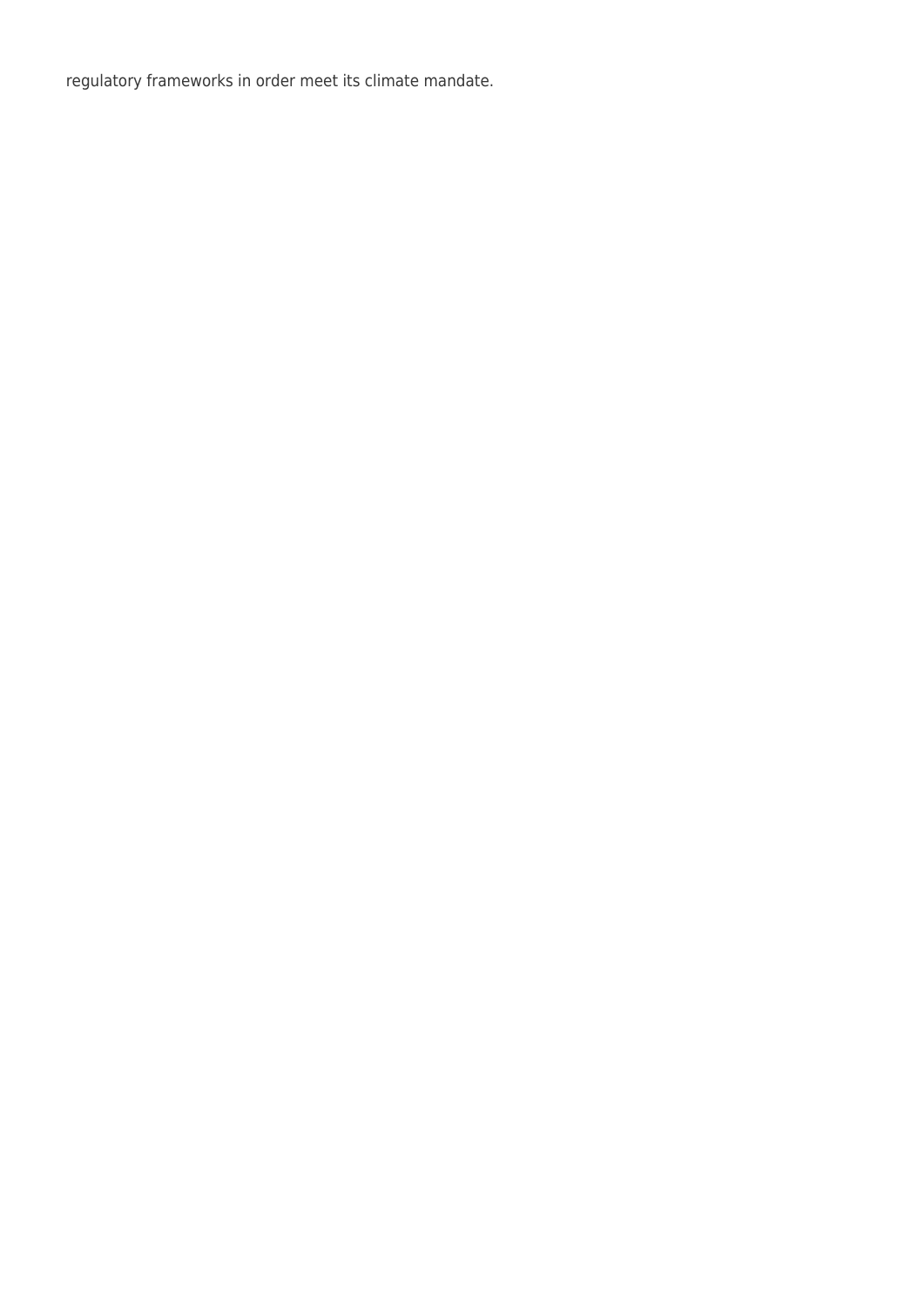regulatory frameworks in order meet its climate mandate.